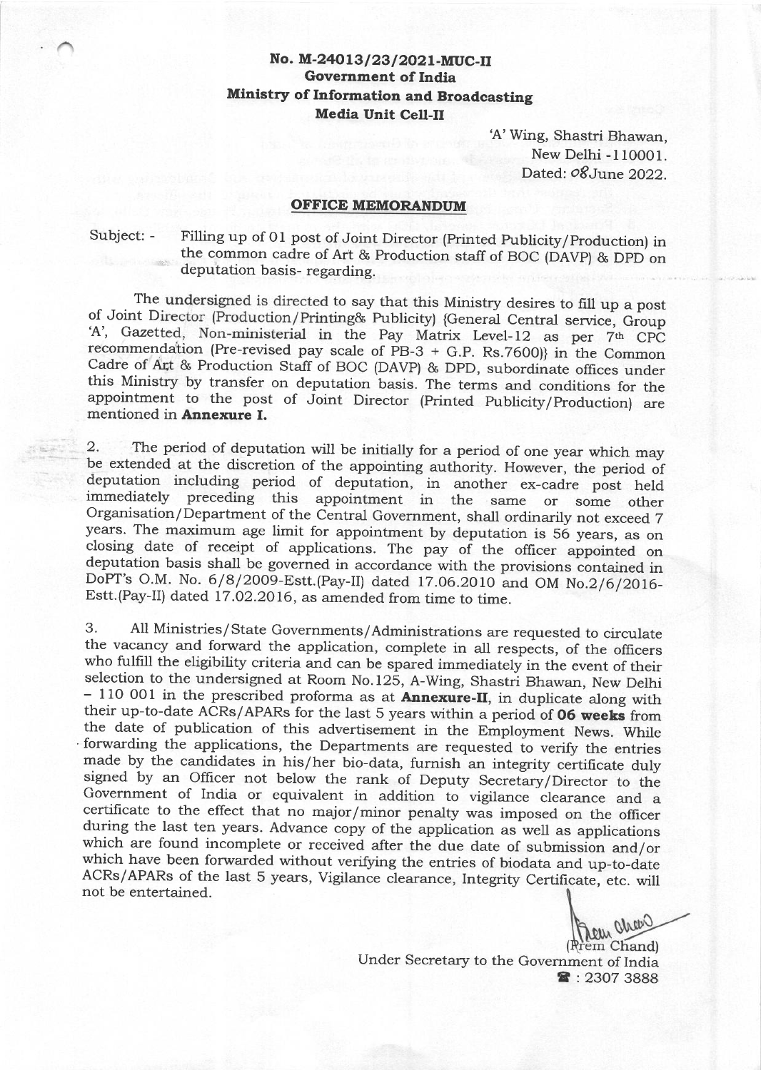**No. M-24013/23/2021-MUC-II**
**Government of India**
**Ministry of Information and Broadcasting**
**Media Unit Cell-II**

'A' Wing, Shastri Bhawan,
New Delhi -110001.
Dated: 08June 2022.

## OFFICE MEMORANDUM

Subject: - Filling up of 01 post of Joint Director (Printed Publicity/Production) in the common cadre of Art & Production staff of BOC (DAVP) & DPD on deputation basis- regarding.

The undersigned is directed to say that this Ministry desires to fill up a post of Joint Director (Production/Printing& Publicity) {General Central service, Group 'A', Gazetted, Non-ministerial in the Pay Matrix Level-12 as per 7th CPC recommendation (Pre-revised pay scale of PB-3 + G.P. Rs.7600)} in the Common Cadre of Art & Production Staff of BOC (DAVP) & DPD, subordinate offices under this Ministry by transfer on deputation basis. The terms and conditions for the appointment to the post of Joint Director (Printed Publicity/Production) are mentioned in **Annexure I.**

2. The period of deputation will be initially for a period of one year which may be extended at the discretion of the appointing authority. However, the period of deputation including period of deputation, in another ex-cadre post held immediately preceding this appointment in the same or some other Organisation/Department of the Central Government, shall ordinarily not exceed 7 years. The maximum age limit for appointment by deputation is 56 years, as on closing date of receipt of applications. The pay of the officer appointed on deputation basis shall be governed in accordance with the provisions contained in DoPT's O.M. No. 6/8/2009-Estt.(Pay-II) dated 17.06.2010 and OM No.2/6/2016-Estt.(Pay-II) dated 17.02.2016, as amended from time to time.

3. All Ministries/State Governments/Administrations are requested to circulate the vacancy and forward the application, complete in all respects, of the officers who fulfill the eligibility criteria and can be spared immediately in the event of their selection to the undersigned at Room No.125, A-Wing, Shastri Bhawan, New Delhi – 110 001 in the prescribed proforma as at **Annexure-II**, in duplicate along with their up-to-date ACRs/APARs for the last 5 years within a period of **06 weeks** from the date of publication of this advertisement in the Employment News. While forwarding the applications, the Departments are requested to verify the entries made by the candidates in his/her bio-data, furnish an integrity certificate duly signed by an Officer not below the rank of Deputy Secretary/Director to the Government of India or equivalent in addition to vigilance clearance and a certificate to the effect that no major/minor penalty was imposed on the officer during the last ten years. Advance copy of the application as well as applications which are found incomplete or received after the due date of submission and/or which have been forwarded without verifying the entries of biodata and up-to-date ACRs/APARs of the last 5 years, Vigilance clearance, Integrity Certificate, etc. will not be entertained.

(Prem Chand)
Under Secretary to the Government of India
☎ : 2307 3888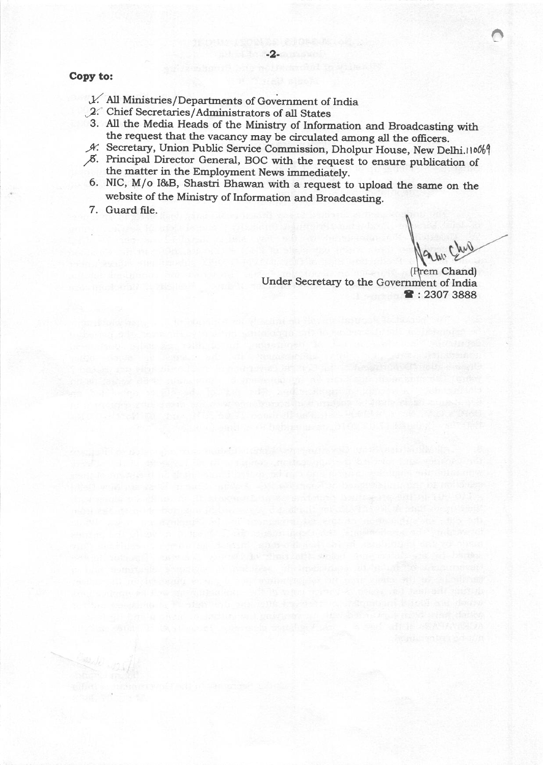**Copy to:**

1. All Ministries/Departments of Government of India
2. Chief Secretaries/Administrators of all States
3. All the Media Heads of the Ministry of Information and Broadcasting with the request that the vacancy may be circulated among all the officers.
4. Secretary, Union Public Service Commission, Dholpur House, New Delhi.110069
5. Principal Director General, BOC with the request to ensure publication of the matter in the Employment News immediately.
6. NIC, M/o I&B, Shastri Bhawan with a request to upload the same on the website of the Ministry of Information and Broadcasting.
7. Guard file.

(Prem Chand)
Under Secretary to the Government of India
☎ : 2307 3888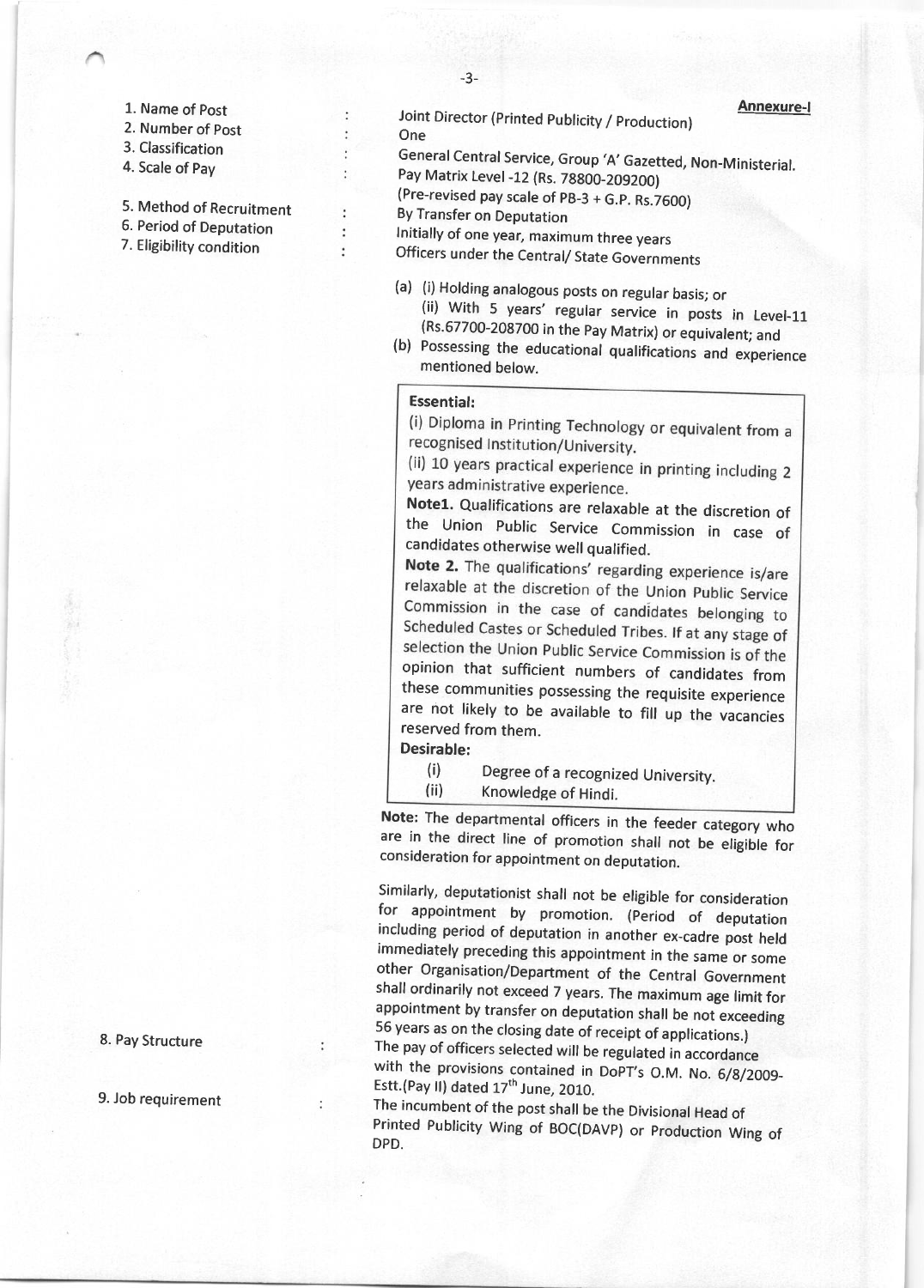**Annexure-I**

| | | |
|---|---|---|
| 1. Name of Post | : | Joint Director (Printed Publicity / Production) |
| 2. Number of Post | : | One |
| 3. Classification | : | General Central Service, Group 'A' Gazetted, Non-Ministerial. |
| 4. Scale of Pay | : | Pay Matrix Level -12 (Rs. 78800-209200) (Pre-revised pay scale of PB-3 + G.P. Rs.7600) |
| 5. Method of Recruitment | : | By Transfer on Deputation |
| 6. Period of Deputation | : | Initially of one year, maximum three years |
| 7. Eligibility condition | : | Officers under the Central/ State Governments |

(a) (i) Holding analogous posts on regular basis; or
   (ii) With 5 years' regular service in posts in Level-11 (Rs.67700-208700 in the Pay Matrix) or equivalent; and

(b) Possessing the educational qualifications and experience mentioned below.

**Essential:**

(i) Diploma in Printing Technology or equivalent from a recognised Institution/University.

(ii) 10 years practical experience in printing including 2 years administrative experience.

**Note1.** Qualifications are relaxable at the discretion of the Union Public Service Commission in case of candidates otherwise well qualified.

**Note 2.** The qualifications' regarding experience is/are relaxable at the discretion of the Union Public Service Commission in the case of candidates belonging to Scheduled Castes or Scheduled Tribes. If at any stage of selection the Union Public Service Commission is of the opinion that sufficient numbers of candidates from these communities possessing the requisite experience are not likely to be available to fill up the vacancies reserved from them.

**Desirable:**

(i) Degree of a recognized University.

(ii) Knowledge of Hindi.

**Note:** The departmental officers in the feeder category who are in the direct line of promotion shall not be eligible for consideration for appointment on deputation.

Similarly, deputationist shall not be eligible for consideration for appointment by promotion. (Period of deputation including period of deputation in another ex-cadre post held immediately preceding this appointment in the same or some other Organisation/Department of the Central Government shall ordinarily not exceed 7 years. The maximum age limit for appointment by transfer on deputation shall be not exceeding 56 years as on the closing date of receipt of applications.)

| | | |
|---|---|---|
| 8. Pay Structure | : | The pay of officers selected will be regulated in accordance with the provisions contained in DoPT's O.M. No. 6/8/2009-Estt.(Pay II) dated 17th June, 2010. |
| 9. Job requirement | : | The incumbent of the post shall be the Divisional Head of Printed Publicity Wing of BOC(DAVP) or Production Wing of DPD. |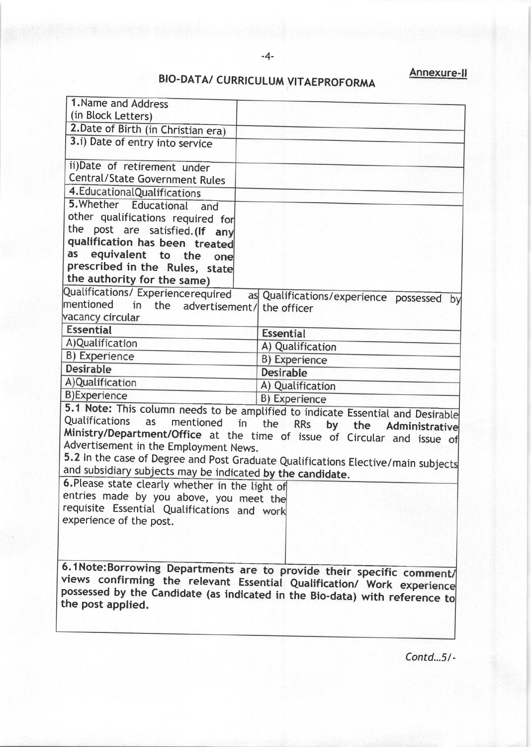**Annexure-II**

## BIO-DATA/ CURRICULUM VITAEPROFORMA

| | |
|---|---|
| 1.Name and Address (in Block Letters) | |
| 2.Date of Birth (in Christian era) | |
| 3.i) Date of entry into service | |
| ii)Date of retirement under Central/State Government Rules | |
| 4.EducationalQualifications | |
| 5.Whether Educational and other qualifications required for the post are satisfied.**(If any qualification has been treated as equivalent to the one prescribed in the Rules, state the authority for the same)** | |

| Qualifications/ Experiencerequired as mentioned in the advertisement/ vacancy circular | Qualifications/experience possessed by the officer |
|---|---|
| **Essential** | **Essential** |
| A)Qualification | A) Qualification |
| B) Experience | B) Experience |
| **Desirable** | **Desirable** |
| A)Qualification | A) Qualification |
| B)Experience | B) Experience |

**5.1 Note:** This column needs to be amplified to indicate Essential and Desirable Qualifications as mentioned in the RRs **by the Administrative Ministry/Department/Office** at the time of issue of Circular and issue of Advertisement in the Employment News.

**5.2** In the case of Degree and Post Graduate Qualifications Elective/main subjects and subsidiary subjects may be indicated **by the candidate.**

| | |
|---|---|
| 6.Please state clearly whether in the light of entries made by you above, you meet the requisite Essential Qualifications and work experience of the post. | |

**6.1Note:Borrowing Departments are to provide their specific comment/ views confirming the relevant Essential Qualification/ Work experience possessed by the Candidate (as indicated in the Bio-data) with reference to the post applied.**

*Contd...5/-*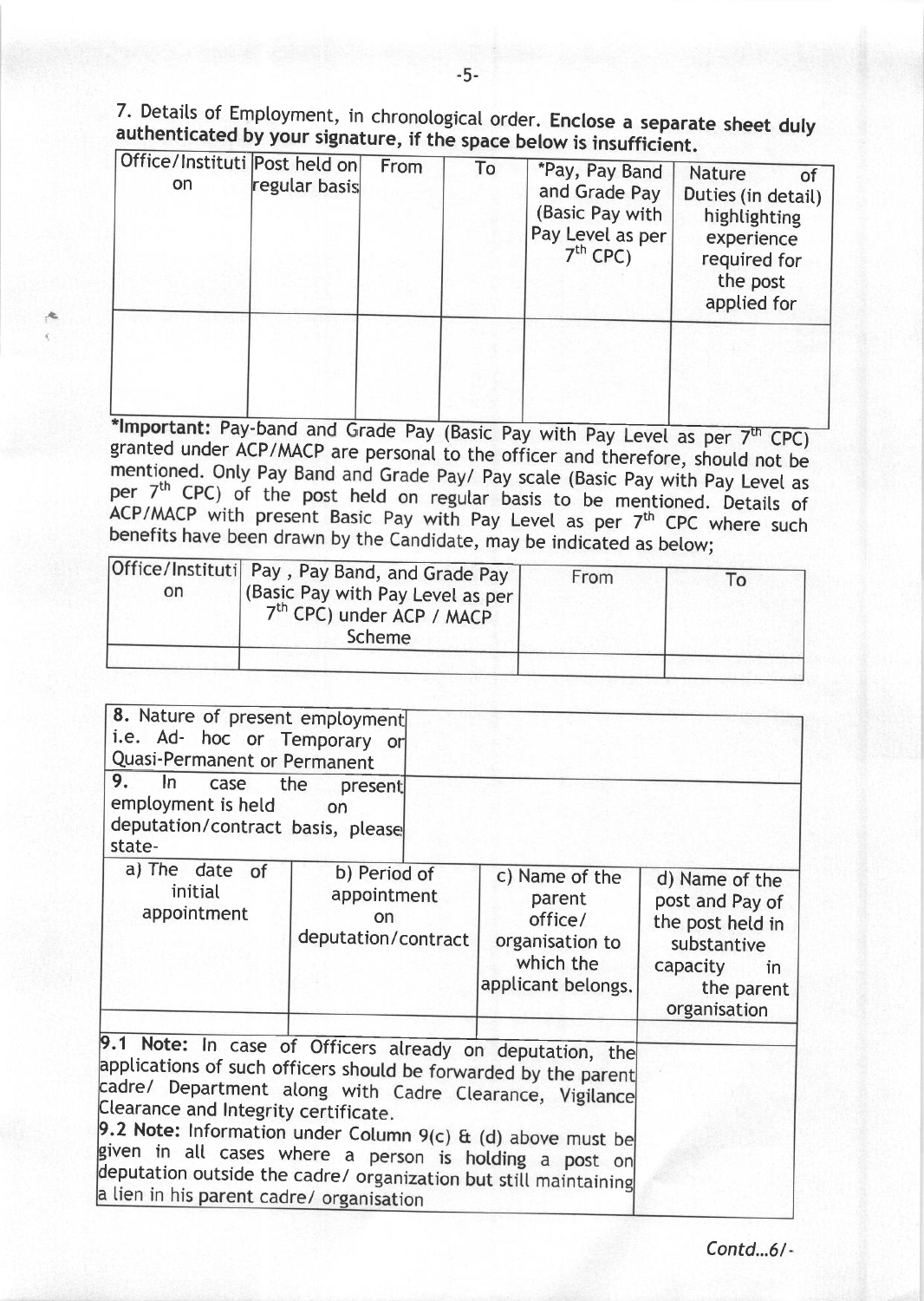7. Details of Employment, in chronological order. **Enclose a separate sheet duly authenticated by your signature, if the space below is insufficient.**

| Office/Institution | Post held on regular basis | From | To | *Pay, Pay Band and Grade Pay (Basic Pay with Pay Level as per 7th CPC) | Nature of Duties (in detail) highlighting experience required for the post applied for |
|---|---|---|---|---|---|
| | | | | | |

**\*Important:** Pay-band and Grade Pay (Basic Pay with Pay Level as per 7th CPC) granted under ACP/MACP are personal to the officer and therefore, should not be mentioned. Only Pay Band and Grade Pay/ Pay scale (Basic Pay with Pay Level as per 7th CPC) of the post held on regular basis to be mentioned. Details of ACP/MACP with present Basic Pay with Pay Level as per 7th CPC where such benefits have been drawn by the Candidate, may be indicated as below;

| Office/Institution | Pay , Pay Band, and Grade Pay (Basic Pay with Pay Level as per 7th CPC) under ACP / MACP Scheme | From | To |
|---|---|---|---|
| | | | |

| | |
|---|---|
| **8.** Nature of present employment i.e. Ad- hoc or Temporary or Quasi-Permanent or Permanent | |
| **9.** In case the present employment is held on deputation/contract basis, please state- | |

| a) The date of initial appointment | b) Period of appointment on deputation/contract | c) Name of the parent office/ organisation to which the applicant belongs. | d) Name of the post and Pay of the post held in substantive capacity in the parent organisation |
|---|---|---|---|
| | | | |

| | |
|---|---|
| **9.1 Note:** In case of Officers already on deputation, the applications of such officers should be forwarded by the parent cadre/ Department along with Cadre Clearance, Vigilance Clearance and Integrity certificate.<br>**9.2 Note:** Information under Column 9(c) & (d) above must be given in all cases where a person is holding a post on deputation outside the cadre/ organization but still maintaining a lien in his parent cadre/ organisation | |

*Contd...6/-*